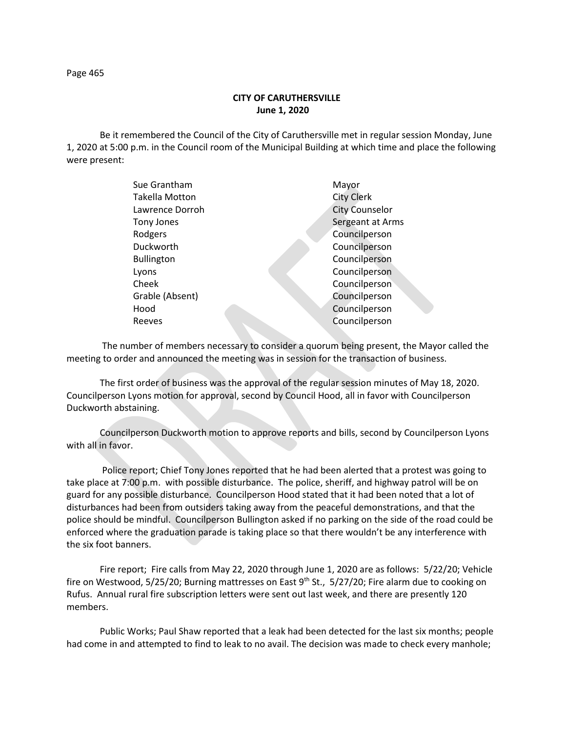**CITY OF CARUTHERSVILLE**
**June 1, 2020**

Be it remembered the Council of the City of Caruthersville met in regular session Monday, June 1, 2020 at 5:00 p.m. in the Council room of the Municipal Building at which time and place the following were present:

| | |
|---|---|
| Sue Grantham | Mayor |
| Takella Motton | City Clerk |
| Lawrence Dorroh | City Counselor |
| Tony Jones | Sergeant at Arms |
| Rodgers | Councilperson |
| Duckworth | Councilperson |
| Bullington | Councilperson |
| Lyons | Councilperson |
| Cheek | Councilperson |
| Grable (Absent) | Councilperson |
| Hood | Councilperson |
| Reeves | Councilperson |

The number of members necessary to consider a quorum being present, the Mayor called the meeting to order and announced the meeting was in session for the transaction of business.

The first order of business was the approval of the regular session minutes of May 18, 2020. Councilperson Lyons motion for approval, second by Council Hood, all in favor with Councilperson Duckworth abstaining.

Councilperson Duckworth motion to approve reports and bills, second by Councilperson Lyons with all in favor.

Police report; Chief Tony Jones reported that he had been alerted that a protest was going to take place at 7:00 p.m. with possible disturbance. The police, sheriff, and highway patrol will be on guard for any possible disturbance. Councilperson Hood stated that it had been noted that a lot of disturbances had been from outsiders taking away from the peaceful demonstrations, and that the police should be mindful. Councilperson Bullington asked if no parking on the side of the road could be enforced where the graduation parade is taking place so that there wouldn't be any interference with the six foot banners.

Fire report; Fire calls from May 22, 2020 through June 1, 2020 are as follows: 5/22/20; Vehicle fire on Westwood, 5/25/20; Burning mattresses on East 9th St., 5/27/20; Fire alarm due to cooking on Rufus. Annual rural fire subscription letters were sent out last week, and there are presently 120 members.

Public Works; Paul Shaw reported that a leak had been detected for the last six months; people had come in and attempted to find to leak to no avail. The decision was made to check every manhole;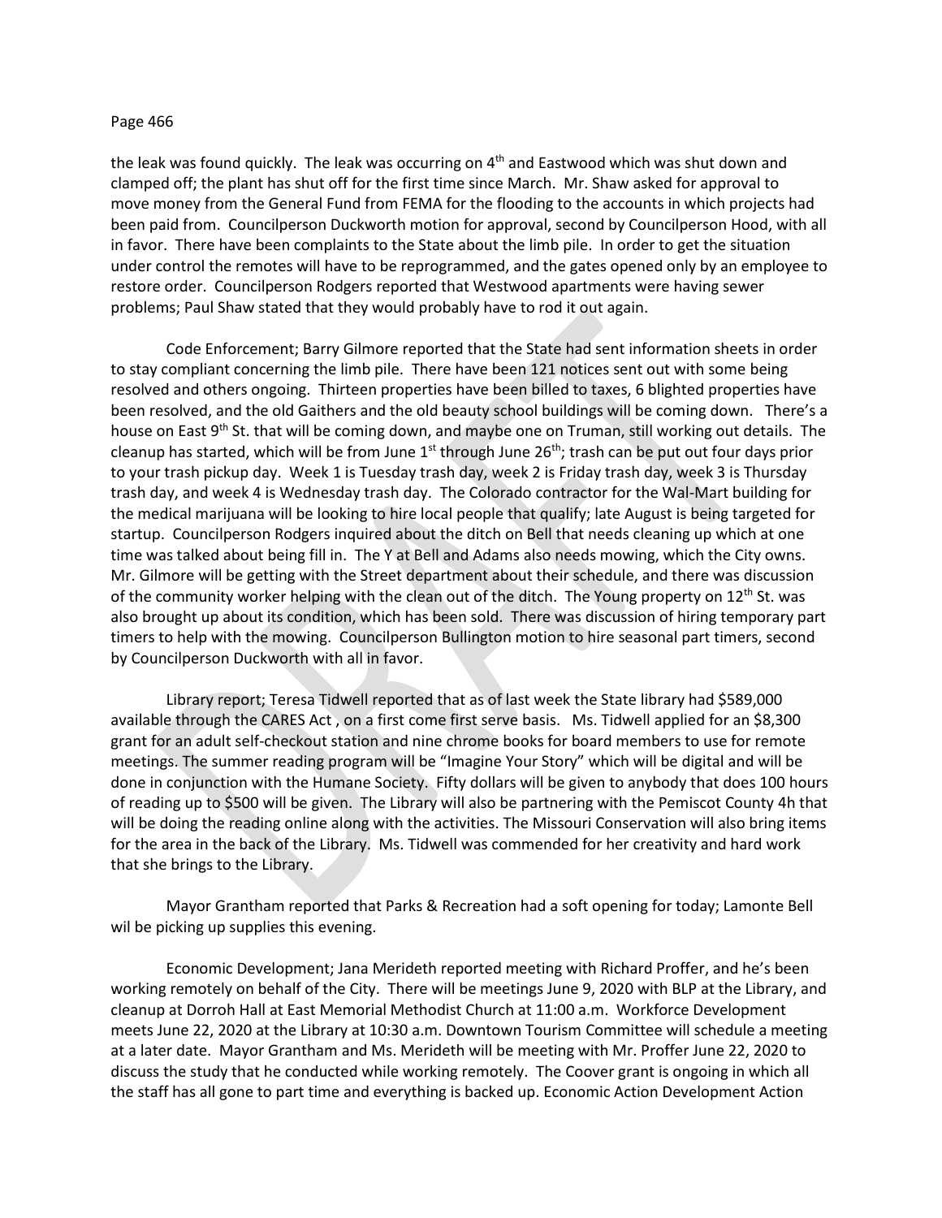the leak was found quickly. The leak was occurring on 4th and Eastwood which was shut down and clamped off; the plant has shut off for the first time since March. Mr. Shaw asked for approval to move money from the General Fund from FEMA for the flooding to the accounts in which projects had been paid from. Councilperson Duckworth motion for approval, second by Councilperson Hood, with all in favor. There have been complaints to the State about the limb pile. In order to get the situation under control the remotes will have to be reprogrammed, and the gates opened only by an employee to restore order. Councilperson Rodgers reported that Westwood apartments were having sewer problems; Paul Shaw stated that they would probably have to rod it out again.

Code Enforcement; Barry Gilmore reported that the State had sent information sheets in order to stay compliant concerning the limb pile. There have been 121 notices sent out with some being resolved and others ongoing. Thirteen properties have been billed to taxes, 6 blighted properties have been resolved, and the old Gaithers and the old beauty school buildings will be coming down. There's a house on East 9th St. that will be coming down, and maybe one on Truman, still working out details. The cleanup has started, which will be from June 1st through June 26th; trash can be put out four days prior to your trash pickup day. Week 1 is Tuesday trash day, week 2 is Friday trash day, week 3 is Thursday trash day, and week 4 is Wednesday trash day. The Colorado contractor for the Wal-Mart building for the medical marijuana will be looking to hire local people that qualify; late August is being targeted for startup. Councilperson Rodgers inquired about the ditch on Bell that needs cleaning up which at one time was talked about being fill in. The Y at Bell and Adams also needs mowing, which the City owns. Mr. Gilmore will be getting with the Street department about their schedule, and there was discussion of the community worker helping with the clean out of the ditch. The Young property on 12th St. was also brought up about its condition, which has been sold. There was discussion of hiring temporary part timers to help with the mowing. Councilperson Bullington motion to hire seasonal part timers, second by Councilperson Duckworth with all in favor.

Library report; Teresa Tidwell reported that as of last week the State library had $589,000 available through the CARES Act , on a first come first serve basis. Ms. Tidwell applied for an $8,300 grant for an adult self-checkout station and nine chrome books for board members to use for remote meetings. The summer reading program will be "Imagine Your Story" which will be digital and will be done in conjunction with the Humane Society. Fifty dollars will be given to anybody that does 100 hours of reading up to $500 will be given. The Library will also be partnering with the Pemiscot County 4h that will be doing the reading online along with the activities. The Missouri Conservation will also bring items for the area in the back of the Library. Ms. Tidwell was commended for her creativity and hard work that she brings to the Library.

Mayor Grantham reported that Parks & Recreation had a soft opening for today; Lamonte Bell wil be picking up supplies this evening.

Economic Development; Jana Merideth reported meeting with Richard Proffer, and he's been working remotely on behalf of the City. There will be meetings June 9, 2020 with BLP at the Library, and cleanup at Dorroh Hall at East Memorial Methodist Church at 11:00 a.m. Workforce Development meets June 22, 2020 at the Library at 10:30 a.m. Downtown Tourism Committee will schedule a meeting at a later date. Mayor Grantham and Ms. Merideth will be meeting with Mr. Proffer June 22, 2020 to discuss the study that he conducted while working remotely. The Coover grant is ongoing in which all the staff has all gone to part time and everything is backed up. Economic Action Development Action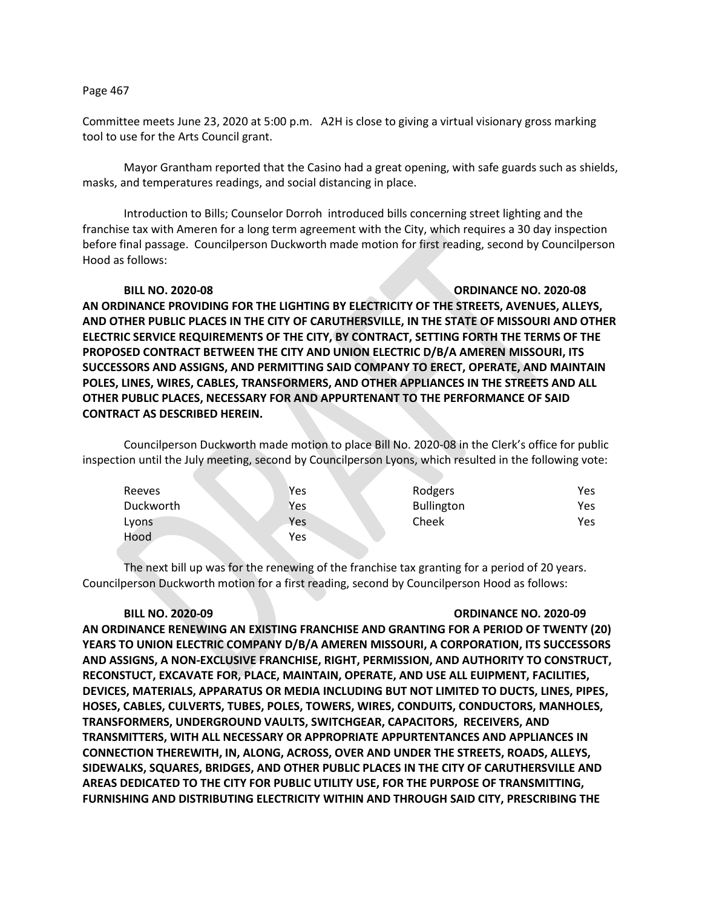Committee meets June 23, 2020 at 5:00 p.m. A2H is close to giving a virtual visionary gross marking tool to use for the Arts Council grant.

Mayor Grantham reported that the Casino had a great opening, with safe guards such as shields, masks, and temperatures readings, and social distancing in place.

Introduction to Bills; Counselor Dorroh introduced bills concerning street lighting and the franchise tax with Ameren for a long term agreement with the City, which requires a 30 day inspection before final passage. Councilperson Duckworth made motion for first reading, second by Councilperson Hood as follows:

**BILL NO. 2020-08 ORDINANCE NO. 2020-08**

**AN ORDINANCE PROVIDING FOR THE LIGHTING BY ELECTRICITY OF THE STREETS, AVENUES, ALLEYS, AND OTHER PUBLIC PLACES IN THE CITY OF CARUTHERSVILLE, IN THE STATE OF MISSOURI AND OTHER ELECTRIC SERVICE REQUIREMENTS OF THE CITY, BY CONTRACT, SETTING FORTH THE TERMS OF THE PROPOSED CONTRACT BETWEEN THE CITY AND UNION ELECTRIC D/B/A AMEREN MISSOURI, ITS SUCCESSORS AND ASSIGNS, AND PERMITTING SAID COMPANY TO ERECT, OPERATE, AND MAINTAIN POLES, LINES, WIRES, CABLES, TRANSFORMERS, AND OTHER APPLIANCES IN THE STREETS AND ALL OTHER PUBLIC PLACES, NECESSARY FOR AND APPURTENANT TO THE PERFORMANCE OF SAID CONTRACT AS DESCRIBED HEREIN.**

Councilperson Duckworth made motion to place Bill No. 2020-08 in the Clerk's office for public inspection until the July meeting, second by Councilperson Lyons, which resulted in the following vote:

| | | | |
|---|---|---|---|
| Reeves | Yes | Rodgers | Yes |
| Duckworth | Yes | Bullington | Yes |
| Lyons | Yes | Cheek | Yes |
| Hood | Yes | | |

The next bill up was for the renewing of the franchise tax granting for a period of 20 years. Councilperson Duckworth motion for a first reading, second by Councilperson Hood as follows:

**BILL NO. 2020-09 ORDINANCE NO. 2020-09**

**AN ORDINANCE RENEWING AN EXISTING FRANCHISE AND GRANTING FOR A PERIOD OF TWENTY (20) YEARS TO UNION ELECTRIC COMPANY D/B/A AMEREN MISSOURI, A CORPORATION, ITS SUCCESSORS AND ASSIGNS, A NON-EXCLUSIVE FRANCHISE, RIGHT, PERMISSION, AND AUTHORITY TO CONSTRUCT, RECONSTUCT, EXCAVATE FOR, PLACE, MAINTAIN, OPERATE, AND USE ALL EUIPMENT, FACILITIES, DEVICES, MATERIALS, APPARATUS OR MEDIA INCLUDING BUT NOT LIMITED TO DUCTS, LINES, PIPES, HOSES, CABLES, CULVERTS, TUBES, POLES, TOWERS, WIRES, CONDUITS, CONDUCTORS, MANHOLES, TRANSFORMERS, UNDERGROUND VAULTS, SWITCHGEAR, CAPACITORS, RECEIVERS, AND TRANSMITTERS, WITH ALL NECESSARY OR APPROPRIATE APPURTENTANCES AND APPLIANCES IN CONNECTION THEREWITH, IN, ALONG, ACROSS, OVER AND UNDER THE STREETS, ROADS, ALLEYS, SIDEWALKS, SQUARES, BRIDGES, AND OTHER PUBLIC PLACES IN THE CITY OF CARUTHERSVILLE AND AREAS DEDICATED TO THE CITY FOR PUBLIC UTILITY USE, FOR THE PURPOSE OF TRANSMITTING, FURNISHING AND DISTRIBUTING ELECTRICITY WITHIN AND THROUGH SAID CITY, PRESCRIBING THE**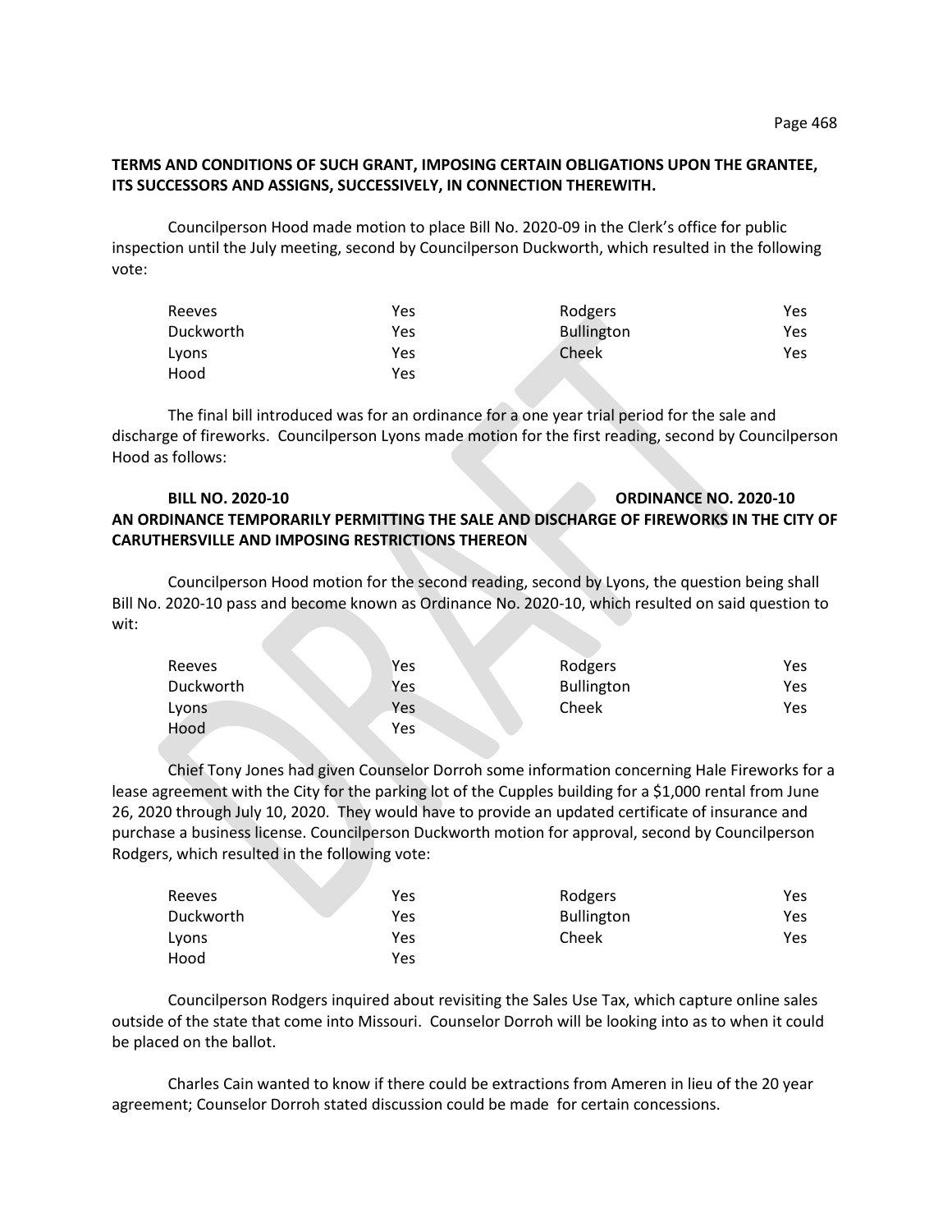**TERMS AND CONDITIONS OF SUCH GRANT, IMPOSING CERTAIN OBLIGATIONS UPON THE GRANTEE, ITS SUCCESSORS AND ASSIGNS, SUCCESSIVELY, IN CONNECTION THEREWITH.**

Councilperson Hood made motion to place Bill No. 2020-09 in the Clerk's office for public inspection until the July meeting, second by Councilperson Duckworth, which resulted in the following vote:

| | | | |
|---|---|---|---|
| Reeves | Yes | Rodgers | Yes |
| Duckworth | Yes | Bullington | Yes |
| Lyons | Yes | Cheek | Yes |
| Hood | Yes | | |

The final bill introduced was for an ordinance for a one year trial period for the sale and discharge of fireworks. Councilperson Lyons made motion for the first reading, second by Councilperson Hood as follows:

**BILL NO. 2020-10 ORDINANCE NO. 2020-10**
**AN ORDINANCE TEMPORARILY PERMITTING THE SALE AND DISCHARGE OF FIREWORKS IN THE CITY OF CARUTHERSVILLE AND IMPOSING RESTRICTIONS THEREON**

Councilperson Hood motion for the second reading, second by Lyons, the question being shall Bill No. 2020-10 pass and become known as Ordinance No. 2020-10, which resulted on said question to wit:

| | | | |
|---|---|---|---|
| Reeves | Yes | Rodgers | Yes |
| Duckworth | Yes | Bullington | Yes |
| Lyons | Yes | Cheek | Yes |
| Hood | Yes | | |

Chief Tony Jones had given Counselor Dorroh some information concerning Hale Fireworks for a lease agreement with the City for the parking lot of the Cupples building for a $1,000 rental from June 26, 2020 through July 10, 2020. They would have to provide an updated certificate of insurance and purchase a business license. Councilperson Duckworth motion for approval, second by Councilperson Rodgers, which resulted in the following vote:

| | | | |
|---|---|---|---|
| Reeves | Yes | Rodgers | Yes |
| Duckworth | Yes | Bullington | Yes |
| Lyons | Yes | Cheek | Yes |
| Hood | Yes | | |

Councilperson Rodgers inquired about revisiting the Sales Use Tax, which capture online sales outside of the state that come into Missouri. Counselor Dorroh will be looking into as to when it could be placed on the ballot.

Charles Cain wanted to know if there could be extractions from Ameren in lieu of the 20 year agreement; Counselor Dorroh stated discussion could be made for certain concessions.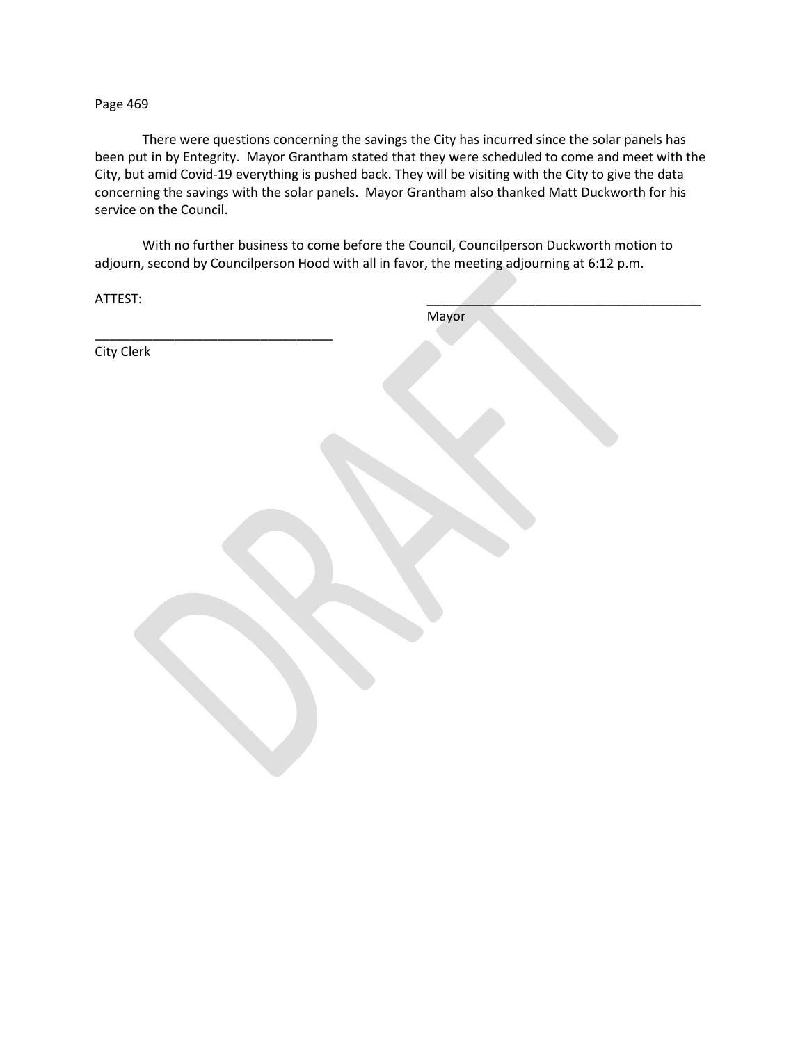There were questions concerning the savings the City has incurred since the solar panels has been put in by Entegrity. Mayor Grantham stated that they were scheduled to come and meet with the City, but amid Covid-19 everything is pushed back. They will be visiting with the City to give the data concerning the savings with the solar panels. Mayor Grantham also thanked Matt Duckworth for his service on the Council.

With no further business to come before the Council, Councilperson Duckworth motion to adjourn, second by Councilperson Hood with all in favor, the meeting adjourning at 6:12 p.m.

ATTEST:

_______________________________________
Mayor

_________________________________
City Clerk